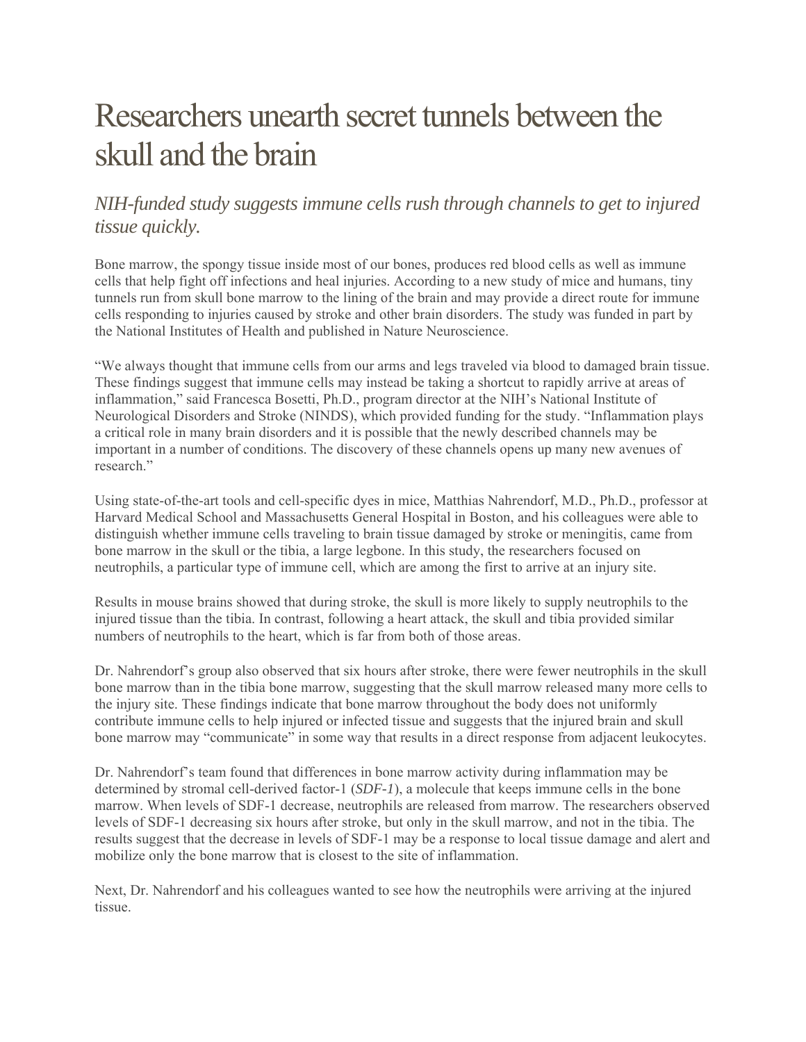# Researchers unearth secret tunnels between the skull and the brain

## *NIH-funded study suggests immune cells rush through channels to get to injured tissue quickly.*

Bone marrow, the spongy tissue inside most of our bones, produces red blood cells as well as immune cells that help fight off infections and heal injuries. According to a new study of mice and humans, tiny tunnels run from skull bone marrow to the lining of the brain and may provide a direct route for immune cells responding to injuries caused by stroke and other brain disorders. The study was funded in part by the National Institutes of Health and published in Nature Neuroscience.

"We always thought that immune cells from our arms and legs traveled via blood to damaged brain tissue. These findings suggest that immune cells may instead be taking a shortcut to rapidly arrive at areas of inflammation," said Francesca Bosetti, Ph.D., program director at the NIH's National Institute of Neurological Disorders and Stroke (NINDS), which provided funding for the study. "Inflammation plays a critical role in many brain disorders and it is possible that the newly described channels may be important in a number of conditions. The discovery of these channels opens up many new avenues of research."

Using state-of-the-art tools and cell-specific dyes in mice, Matthias Nahrendorf, M.D., Ph.D., professor at Harvard Medical School and Massachusetts General Hospital in Boston, and his colleagues were able to distinguish whether immune cells traveling to brain tissue damaged by stroke or meningitis, came from bone marrow in the skull or the tibia, a large legbone. In this study, the researchers focused on neutrophils, a particular type of immune cell, which are among the first to arrive at an injury site.

Results in mouse brains showed that during stroke, the skull is more likely to supply neutrophils to the injured tissue than the tibia. In contrast, following a heart attack, the skull and tibia provided similar numbers of neutrophils to the heart, which is far from both of those areas.

Dr. Nahrendorf's group also observed that six hours after stroke, there were fewer neutrophils in the skull bone marrow than in the tibia bone marrow, suggesting that the skull marrow released many more cells to the injury site. These findings indicate that bone marrow throughout the body does not uniformly contribute immune cells to help injured or infected tissue and suggests that the injured brain and skull bone marrow may "communicate" in some way that results in a direct response from adjacent leukocytes.

Dr. Nahrendorf's team found that differences in bone marrow activity during inflammation may be determined by stromal cell-derived factor-1 (*SDF-1*), a molecule that keeps immune cells in the bone marrow. When levels of SDF-1 decrease, neutrophils are released from marrow. The researchers observed levels of SDF-1 decreasing six hours after stroke, but only in the skull marrow, and not in the tibia. The results suggest that the decrease in levels of SDF-1 may be a response to local tissue damage and alert and mobilize only the bone marrow that is closest to the site of inflammation.

Next, Dr. Nahrendorf and his colleagues wanted to see how the neutrophils were arriving at the injured tissue.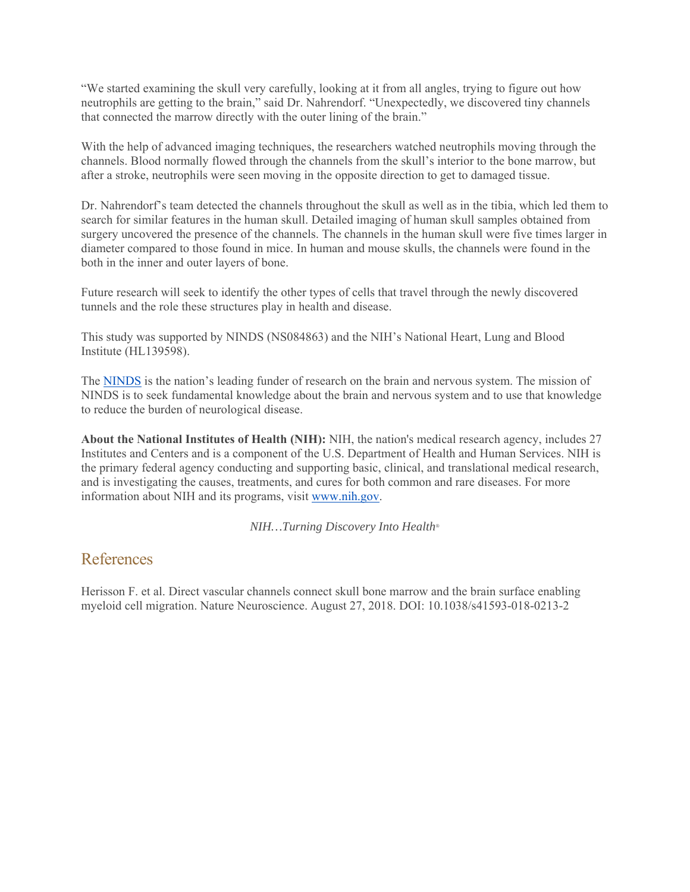"We started examining the skull very carefully, looking at it from all angles, trying to figure out how neutrophils are getting to the brain," said Dr. Nahrendorf. "Unexpectedly, we discovered tiny channels that connected the marrow directly with the outer lining of the brain."

With the help of advanced imaging techniques, the researchers watched neutrophils moving through the channels. Blood normally flowed through the channels from the skull's interior to the bone marrow, but after a stroke, neutrophils were seen moving in the opposite direction to get to damaged tissue.

Dr. Nahrendorf's team detected the channels throughout the skull as well as in the tibia, which led them to search for similar features in the human skull. Detailed imaging of human skull samples obtained from surgery uncovered the presence of the channels. The channels in the human skull were five times larger in diameter compared to those found in mice. In human and mouse skulls, the channels were found in the both in the inner and outer layers of bone.

Future research will seek to identify the other types of cells that travel through the newly discovered tunnels and the role these structures play in health and disease.

This study was supported by NINDS (NS084863) and the NIH's National Heart, Lung and Blood Institute (HL139598).

The NINDS is the nation's leading funder of research on the brain and nervous system. The mission of NINDS is to seek fundamental knowledge about the brain and nervous system and to use that knowledge to reduce the burden of neurological disease.

**About the National Institutes of Health (NIH):** NIH, the nation's medical research agency, includes 27 Institutes and Centers and is a component of the U.S. Department of Health and Human Services. NIH is the primary federal agency conducting and supporting basic, clinical, and translational medical research, and is investigating the causes, treatments, and cures for both common and rare diseases. For more information about NIH and its programs, visit www.nih.gov.

*NIH…Turning Discovery Into Health®*

## References

Herisson F. et al. Direct vascular channels connect skull bone marrow and the brain surface enabling myeloid cell migration. Nature Neuroscience. August 27, 2018. DOI: 10.1038/s41593-018-0213-2